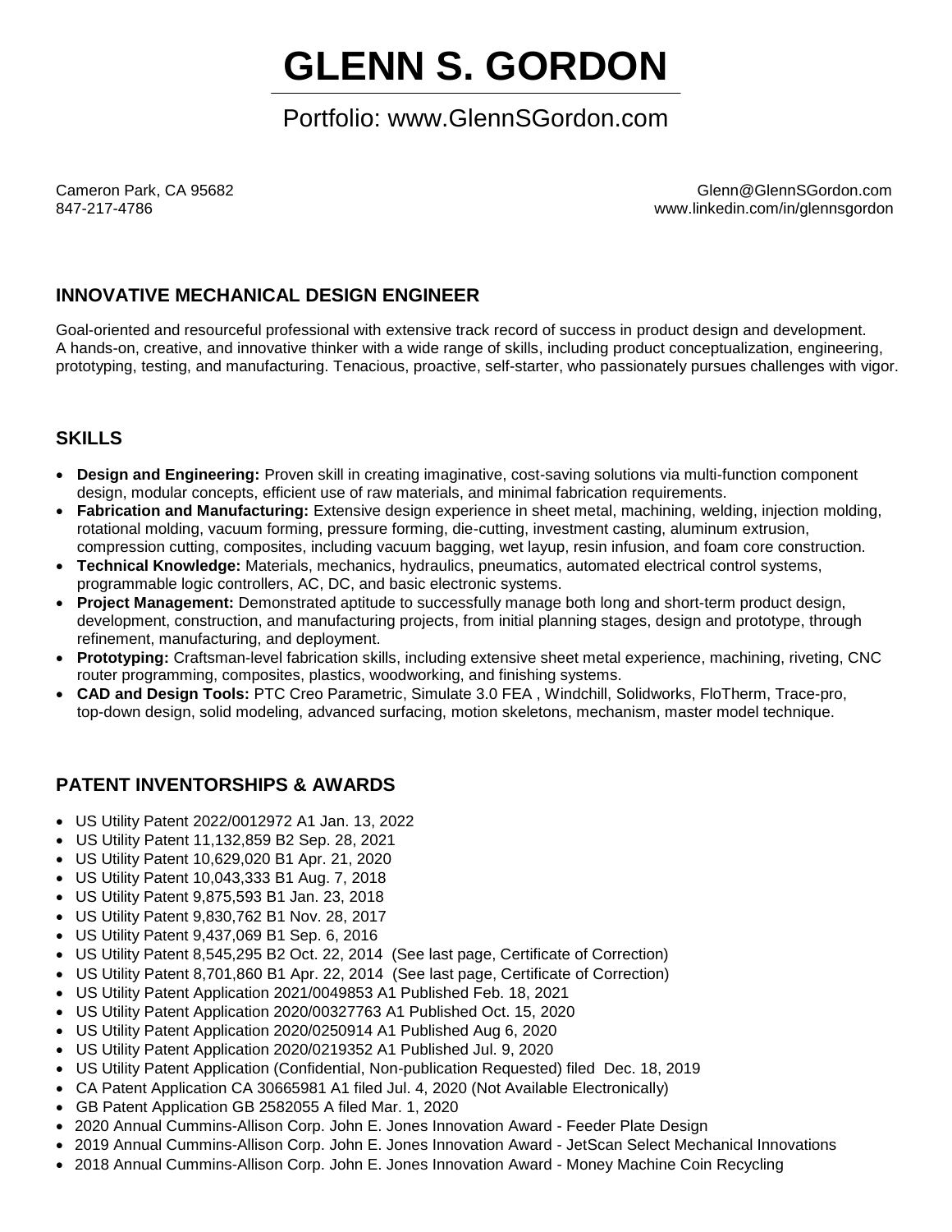# GLENN S. GORDON

Portfolio: www.GlennSGordon.com

Cameron Park, CA 95682
847-217-4786

Glenn@GlennSGordon.com
www.linkedin.com/in/glennsgordon

## INNOVATIVE MECHANICAL DESIGN ENGINEER

Goal-oriented and resourceful professional with extensive track record of success in product design and development. A hands-on, creative, and innovative thinker with a wide range of skills, including product conceptualization, engineering, prototyping, testing, and manufacturing. Tenacious, proactive, self-starter, who passionately pursues challenges with vigor.

## SKILLS

- **Design and Engineering:** Proven skill in creating imaginative, cost-saving solutions via multi-function component design, modular concepts, efficient use of raw materials, and minimal fabrication requirements.
- **Fabrication and Manufacturing:** Extensive design experience in sheet metal, machining, welding, injection molding, rotational molding, vacuum forming, pressure forming, die-cutting, investment casting, aluminum extrusion, compression cutting, composites, including vacuum bagging, wet layup, resin infusion, and foam core construction.
- **Technical Knowledge:** Materials, mechanics, hydraulics, pneumatics, automated electrical control systems, programmable logic controllers, AC, DC, and basic electronic systems.
- **Project Management:** Demonstrated aptitude to successfully manage both long and short-term product design, development, construction, and manufacturing projects, from initial planning stages, design and prototype, through refinement, manufacturing, and deployment.
- **Prototyping:** Craftsman-level fabrication skills, including extensive sheet metal experience, machining, riveting, CNC router programming, composites, plastics, woodworking, and finishing systems.
- **CAD and Design Tools:** PTC Creo Parametric, Simulate 3.0 FEA , Windchill, Solidworks, FloTherm, Trace-pro, top-down design, solid modeling, advanced surfacing, motion skeletons, mechanism, master model technique.

## PATENT INVENTORSHIPS & AWARDS

- US Utility Patent 2022/0012972 A1 Jan. 13, 2022
- US Utility Patent 11,132,859 B2 Sep. 28, 2021
- US Utility Patent 10,629,020 B1 Apr. 21, 2020
- US Utility Patent 10,043,333 B1 Aug. 7, 2018
- US Utility Patent 9,875,593 B1 Jan. 23, 2018
- US Utility Patent 9,830,762 B1 Nov. 28, 2017
- US Utility Patent 9,437,069 B1 Sep. 6, 2016
- US Utility Patent 8,545,295 B2 Oct. 22, 2014 (See last page, Certificate of Correction)
- US Utility Patent 8,701,860 B1 Apr. 22, 2014 (See last page, Certificate of Correction)
- US Utility Patent Application 2021/0049853 A1 Published Feb. 18, 2021
- US Utility Patent Application 2020/00327763 A1 Published Oct. 15, 2020
- US Utility Patent Application 2020/0250914 A1 Published Aug 6, 2020
- US Utility Patent Application 2020/0219352 A1 Published Jul. 9, 2020
- US Utility Patent Application (Confidential, Non-publication Requested) filed Dec. 18, 2019
- CA Patent Application CA 30665981 A1 filed Jul. 4, 2020 (Not Available Electronically)
- GB Patent Application GB 2582055 A filed Mar. 1, 2020
- 2020 Annual Cummins-Allison Corp. John E. Jones Innovation Award - Feeder Plate Design
- 2019 Annual Cummins-Allison Corp. John E. Jones Innovation Award - JetScan Select Mechanical Innovations
- 2018 Annual Cummins-Allison Corp. John E. Jones Innovation Award - Money Machine Coin Recycling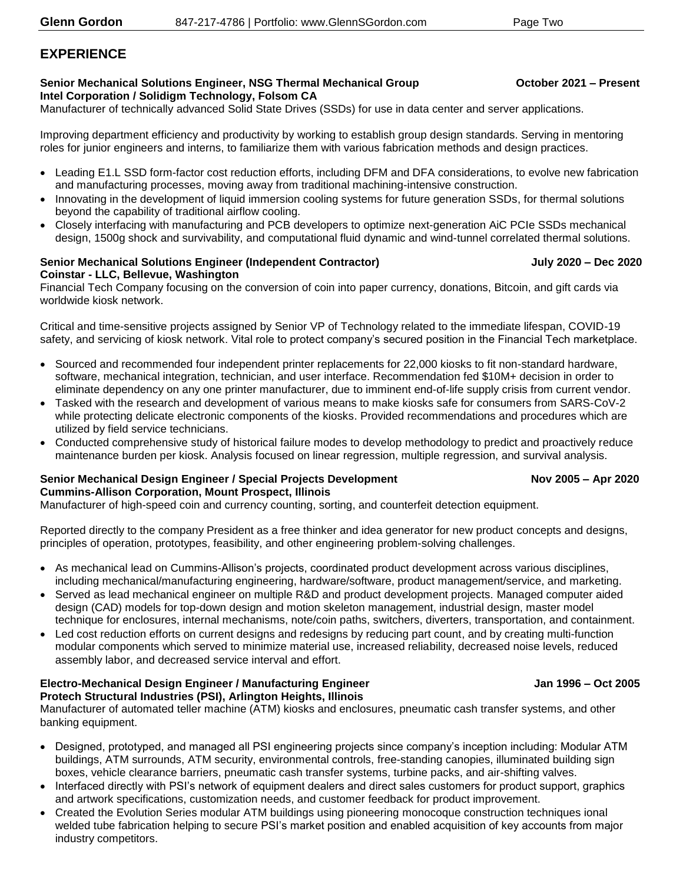## EXPERIENCE

**Senior Mechanical Solutions Engineer, NSG Thermal Mechanical Group** **October 2021 – Present**
**Intel Corporation / Solidigm Technology, Folsom CA**
Manufacturer of technically advanced Solid State Drives (SSDs) for use in data center and server applications.

Improving department efficiency and productivity by working to establish group design standards. Serving in mentoring roles for junior engineers and interns, to familiarize them with various fabrication methods and design practices.

- Leading E1.L SSD form-factor cost reduction efforts, including DFM and DFA considerations, to evolve new fabrication and manufacturing processes, moving away from traditional machining-intensive construction.
- Innovating in the development of liquid immersion cooling systems for future generation SSDs, for thermal solutions beyond the capability of traditional airflow cooling.
- Closely interfacing with manufacturing and PCB developers to optimize next-generation AiC PCIe SSDs mechanical design, 1500g shock and survivability, and computational fluid dynamic and wind-tunnel correlated thermal solutions.

**Senior Mechanical Solutions Engineer (Independent Contractor)** **July 2020 – Dec 2020**
**Coinstar - LLC, Bellevue, Washington**
Financial Tech Company focusing on the conversion of coin into paper currency, donations, Bitcoin, and gift cards via worldwide kiosk network.

Critical and time-sensitive projects assigned by Senior VP of Technology related to the immediate lifespan, COVID-19 safety, and servicing of kiosk network. Vital role to protect company's secured position in the Financial Tech marketplace.

- Sourced and recommended four independent printer replacements for 22,000 kiosks to fit non-standard hardware, software, mechanical integration, technician, and user interface. Recommendation fed $10M+ decision in order to eliminate dependency on any one printer manufacturer, due to imminent end-of-life supply crisis from current vendor.
- Tasked with the research and development of various means to make kiosks safe for consumers from SARS-CoV-2 while protecting delicate electronic components of the kiosks. Provided recommendations and procedures which are utilized by field service technicians.
- Conducted comprehensive study of historical failure modes to develop methodology to predict and proactively reduce maintenance burden per kiosk. Analysis focused on linear regression, multiple regression, and survival analysis.

**Senior Mechanical Design Engineer / Special Projects Development** **Nov 2005 – Apr 2020**
**Cummins-Allison Corporation, Mount Prospect, Illinois**
Manufacturer of high-speed coin and currency counting, sorting, and counterfeit detection equipment.

Reported directly to the company President as a free thinker and idea generator for new product concepts and designs, principles of operation, prototypes, feasibility, and other engineering problem-solving challenges.

- As mechanical lead on Cummins-Allison's projects, coordinated product development across various disciplines, including mechanical/manufacturing engineering, hardware/software, product management/service, and marketing.
- Served as lead mechanical engineer on multiple R&D and product development projects. Managed computer aided design (CAD) models for top-down design and motion skeleton management, industrial design, master model technique for enclosures, internal mechanisms, note/coin paths, switchers, diverters, transportation, and containment.
- Led cost reduction efforts on current designs and redesigns by reducing part count, and by creating multi-function modular components which served to minimize material use, increased reliability, decreased noise levels, reduced assembly labor, and decreased service interval and effort.

**Electro-Mechanical Design Engineer / Manufacturing Engineer** **Jan 1996 – Oct 2005**
**Protech Structural Industries (PSI), Arlington Heights, Illinois**
Manufacturer of automated teller machine (ATM) kiosks and enclosures, pneumatic cash transfer systems, and other banking equipment.

- Designed, prototyped, and managed all PSI engineering projects since company's inception including: Modular ATM buildings, ATM surrounds, ATM security, environmental controls, free-standing canopies, illuminated building sign boxes, vehicle clearance barriers, pneumatic cash transfer systems, turbine packs, and air-shifting valves.
- Interfaced directly with PSI's network of equipment dealers and direct sales customers for product support, graphics and artwork specifications, customization needs, and customer feedback for product improvement.
- Created the Evolution Series modular ATM buildings using pioneering monocoque construction techniques ional welded tube fabrication helping to secure PSI's market position and enabled acquisition of key accounts from major industry competitors.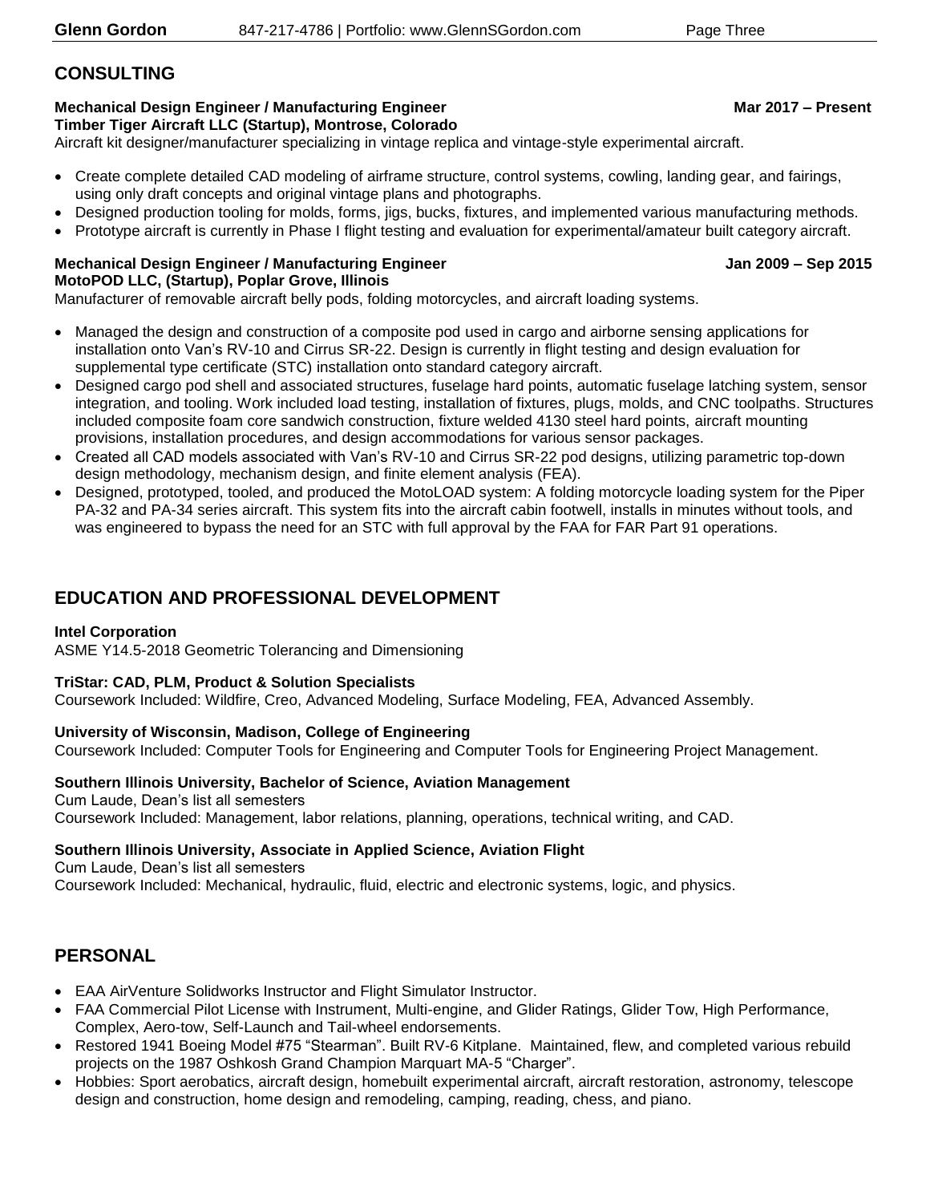## CONSULTING

**Mechanical Design Engineer / Manufacturing Engineer** **Mar 2017 – Present**
**Timber Tiger Aircraft LLC (Startup), Montrose, Colorado**
Aircraft kit designer/manufacturer specializing in vintage replica and vintage-style experimental aircraft.

- Create complete detailed CAD modeling of airframe structure, control systems, cowling, landing gear, and fairings, using only draft concepts and original vintage plans and photographs.
- Designed production tooling for molds, forms, jigs, bucks, fixtures, and implemented various manufacturing methods.
- Prototype aircraft is currently in Phase I flight testing and evaluation for experimental/amateur built category aircraft.

**Mechanical Design Engineer / Manufacturing Engineer** **Jan 2009 – Sep 2015**
**MotoPOD LLC, (Startup), Poplar Grove, Illinois**
Manufacturer of removable aircraft belly pods, folding motorcycles, and aircraft loading systems.

- Managed the design and construction of a composite pod used in cargo and airborne sensing applications for installation onto Van's RV-10 and Cirrus SR-22. Design is currently in flight testing and design evaluation for supplemental type certificate (STC) installation onto standard category aircraft.
- Designed cargo pod shell and associated structures, fuselage hard points, automatic fuselage latching system, sensor integration, and tooling. Work included load testing, installation of fixtures, plugs, molds, and CNC toolpaths. Structures included composite foam core sandwich construction, fixture welded 4130 steel hard points, aircraft mounting provisions, installation procedures, and design accommodations for various sensor packages.
- Created all CAD models associated with Van's RV-10 and Cirrus SR-22 pod designs, utilizing parametric top-down design methodology, mechanism design, and finite element analysis (FEA).
- Designed, prototyped, tooled, and produced the MotoLOAD system: A folding motorcycle loading system for the Piper PA-32 and PA-34 series aircraft. This system fits into the aircraft cabin footwell, installs in minutes without tools, and was engineered to bypass the need for an STC with full approval by the FAA for FAR Part 91 operations.

## EDUCATION AND PROFESSIONAL DEVELOPMENT

**Intel Corporation**
ASME Y14.5-2018 Geometric Tolerancing and Dimensioning

**TriStar: CAD, PLM, Product & Solution Specialists**
Coursework Included: Wildfire, Creo, Advanced Modeling, Surface Modeling, FEA, Advanced Assembly.

**University of Wisconsin, Madison, College of Engineering**
Coursework Included: Computer Tools for Engineering and Computer Tools for Engineering Project Management.

**Southern Illinois University, Bachelor of Science, Aviation Management**
Cum Laude, Dean's list all semesters
Coursework Included: Management, labor relations, planning, operations, technical writing, and CAD.

**Southern Illinois University, Associate in Applied Science, Aviation Flight**
Cum Laude, Dean's list all semesters
Coursework Included: Mechanical, hydraulic, fluid, electric and electronic systems, logic, and physics.

## PERSONAL

- EAA AirVenture Solidworks Instructor and Flight Simulator Instructor.
- FAA Commercial Pilot License with Instrument, Multi-engine, and Glider Ratings, Glider Tow, High Performance, Complex, Aero-tow, Self-Launch and Tail-wheel endorsements.
- Restored 1941 Boeing Model #75 "Stearman". Built RV-6 Kitplane. Maintained, flew, and completed various rebuild projects on the 1987 Oshkosh Grand Champion Marquart MA-5 "Charger".
- Hobbies: Sport aerobatics, aircraft design, homebuilt experimental aircraft, aircraft restoration, astronomy, telescope design and construction, home design and remodeling, camping, reading, chess, and piano.